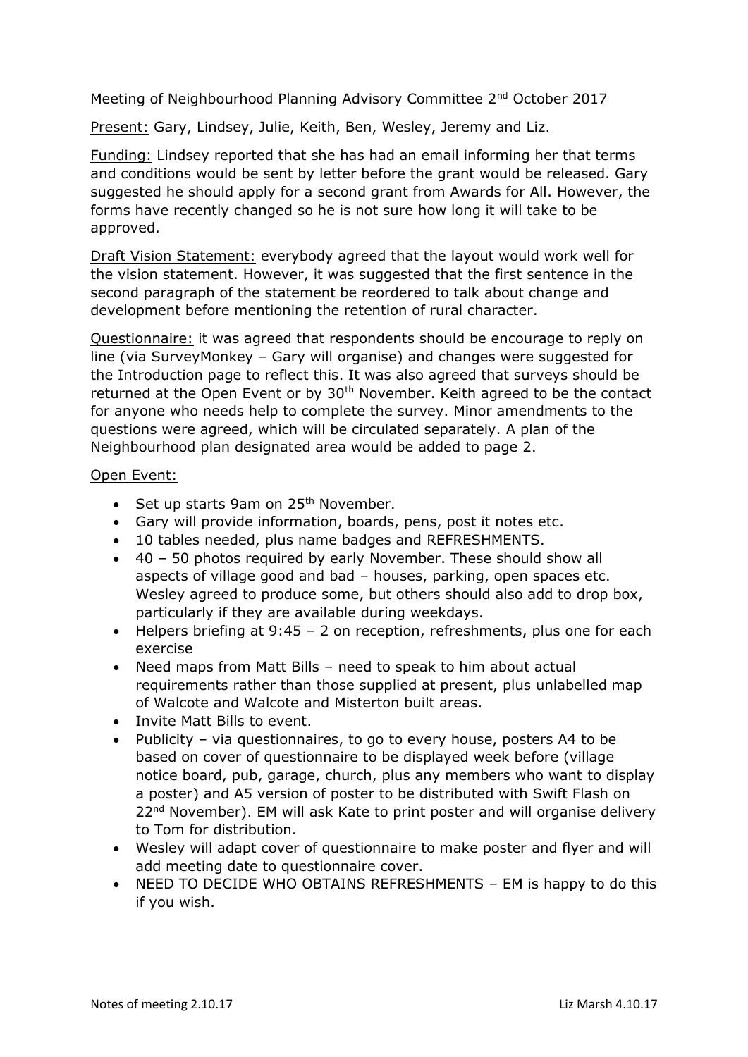Meeting of Neighbourhood Planning Advisory Committee 2nd October 2017

Present: Gary, Lindsey, Julie, Keith, Ben, Wesley, Jeremy and Liz.

Funding: Lindsey reported that she has had an email informing her that terms and conditions would be sent by letter before the grant would be released. Gary suggested he should apply for a second grant from Awards for All. However, the forms have recently changed so he is not sure how long it will take to be approved.

Draft Vision Statement: everybody agreed that the layout would work well for the vision statement. However, it was suggested that the first sentence in the second paragraph of the statement be reordered to talk about change and development before mentioning the retention of rural character.

Questionnaire: it was agreed that respondents should be encourage to reply on line (via SurveyMonkey – Gary will organise) and changes were suggested for the Introduction page to reflect this. It was also agreed that surveys should be returned at the Open Event or by 30th November. Keith agreed to be the contact for anyone who needs help to complete the survey. Minor amendments to the questions were agreed, which will be circulated separately. A plan of the Neighbourhood plan designated area would be added to page 2.

Open Event:

- Set up starts 9am on 25th November.
- Gary will provide information, boards, pens, post it notes etc.
- 10 tables needed, plus name badges and REFRESHMENTS.
- 40 – 50 photos required by early November. These should show all aspects of village good and bad – houses, parking, open spaces etc. Wesley agreed to produce some, but others should also add to drop box, particularly if they are available during weekdays.
- Helpers briefing at 9:45 – 2 on reception, refreshments, plus one for each exercise
- Need maps from Matt Bills – need to speak to him about actual requirements rather than those supplied at present, plus unlabelled map of Walcote and Walcote and Misterton built areas.
- Invite Matt Bills to event.
- Publicity – via questionnaires, to go to every house, posters A4 to be based on cover of questionnaire to be displayed week before (village notice board, pub, garage, church, plus any members who want to display a poster) and A5 version of poster to be distributed with Swift Flash on 22nd November). EM will ask Kate to print poster and will organise delivery to Tom for distribution.
- Wesley will adapt cover of questionnaire to make poster and flyer and will add meeting date to questionnaire cover.
- NEED TO DECIDE WHO OBTAINS REFRESHMENTS – EM is happy to do this if you wish.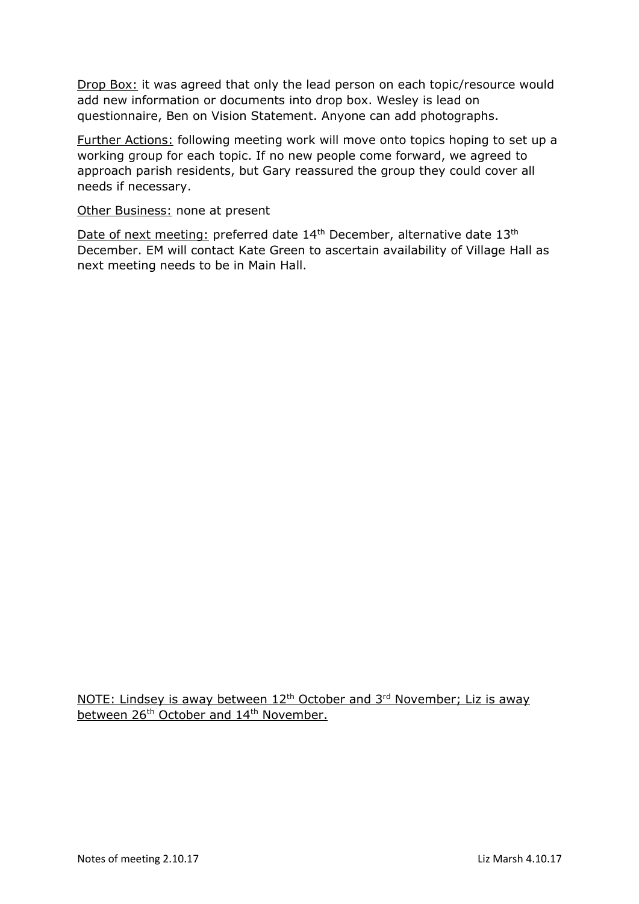Drop Box: it was agreed that only the lead person on each topic/resource would add new information or documents into drop box. Wesley is lead on questionnaire, Ben on Vision Statement. Anyone can add photographs.

Further Actions: following meeting work will move onto topics hoping to set up a working group for each topic. If no new people come forward, we agreed to approach parish residents, but Gary reassured the group they could cover all needs if necessary.

Other Business: none at present

Date of next meeting: preferred date 14th December, alternative date 13th December. EM will contact Kate Green to ascertain availability of Village Hall as next meeting needs to be in Main Hall.

NOTE: Lindsey is away between 12th October and 3rd November; Liz is away between 26th October and 14th November.